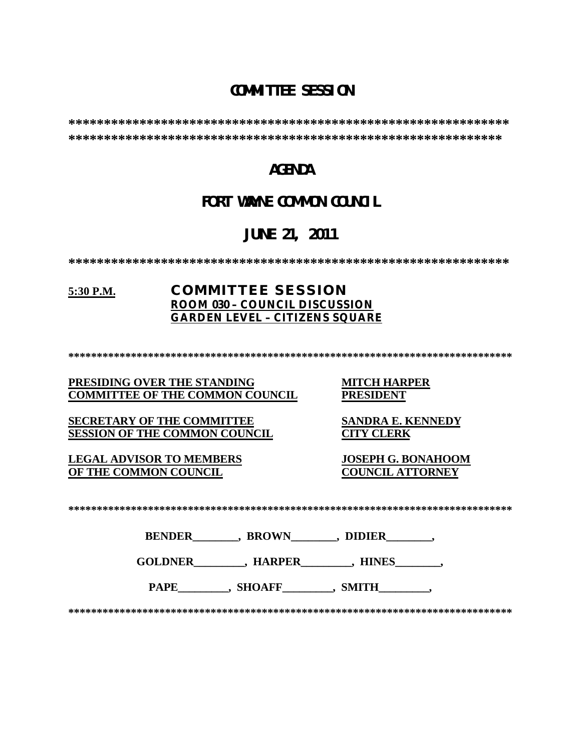# COMMITTEE SESSION

****************************************************************
****************************************************************

## AGENDA

## FORT WAYNE COMMON COUNCIL

## JUNE 21, 2011

****************************************************************

**5:30 P.M.** **COMMITTEE SESSION**
**ROOM 030 – COUNCIL DISCUSSION**
**GARDEN LEVEL – CITIZENS SQUARE**

*******************************************************************************

**PRESIDING OVER THE STANDING COMMITTEE OF THE COMMON COUNCIL** — **MITCH HARPER PRESIDENT**

**SECRETARY OF THE COMMITTEE SESSION OF THE COMMON COUNCIL** — **SANDRA E. KENNEDY CITY CLERK**

**LEGAL ADVISOR TO MEMBERS OF THE COMMON COUNCIL** — **JOSEPH G. BONAHOOM COUNCIL ATTORNEY**

*******************************************************************************

**BENDER________, BROWN________, DIDIER________,**

**GOLDNER_________, HARPER_________, HINES________,**

**PAPE_________, SHOAFF_________, SMITH_________,**

*******************************************************************************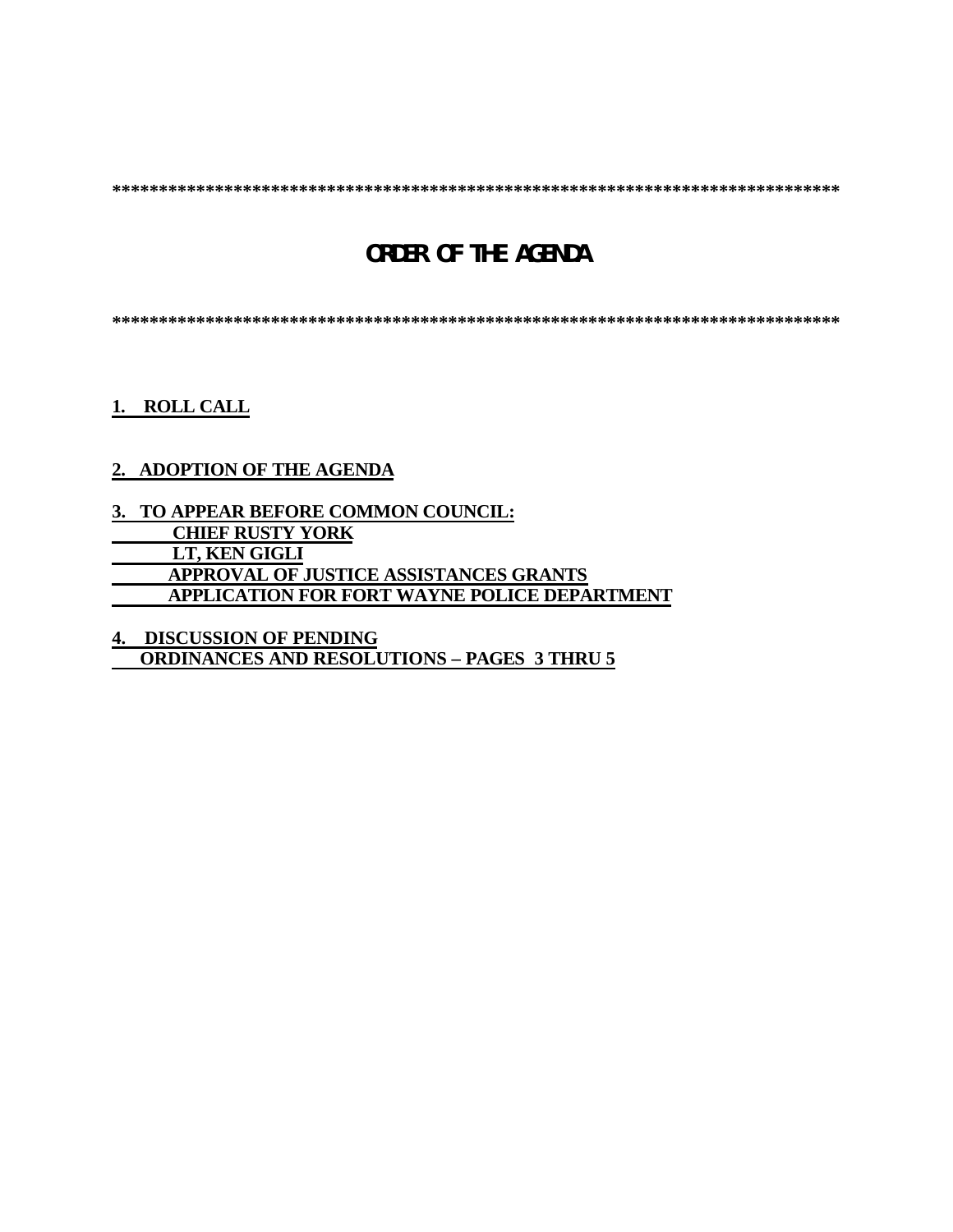*******************************************************************************

# ORDER OF THE AGENDA

*******************************************************************************

**1. ROLL CALL**

**2. ADOPTION OF THE AGENDA**

**3. TO APPEAR BEFORE COMMON COUNCIL:**
**CHIEF RUSTY YORK**
**LT, KEN GIGLI**
**APPROVAL OF JUSTICE ASSISTANCES GRANTS**
**APPLICATION FOR FORT WAYNE POLICE DEPARTMENT**

**4. DISCUSSION OF PENDING**
**ORDINANCES AND RESOLUTIONS – PAGES 3 THRU 5**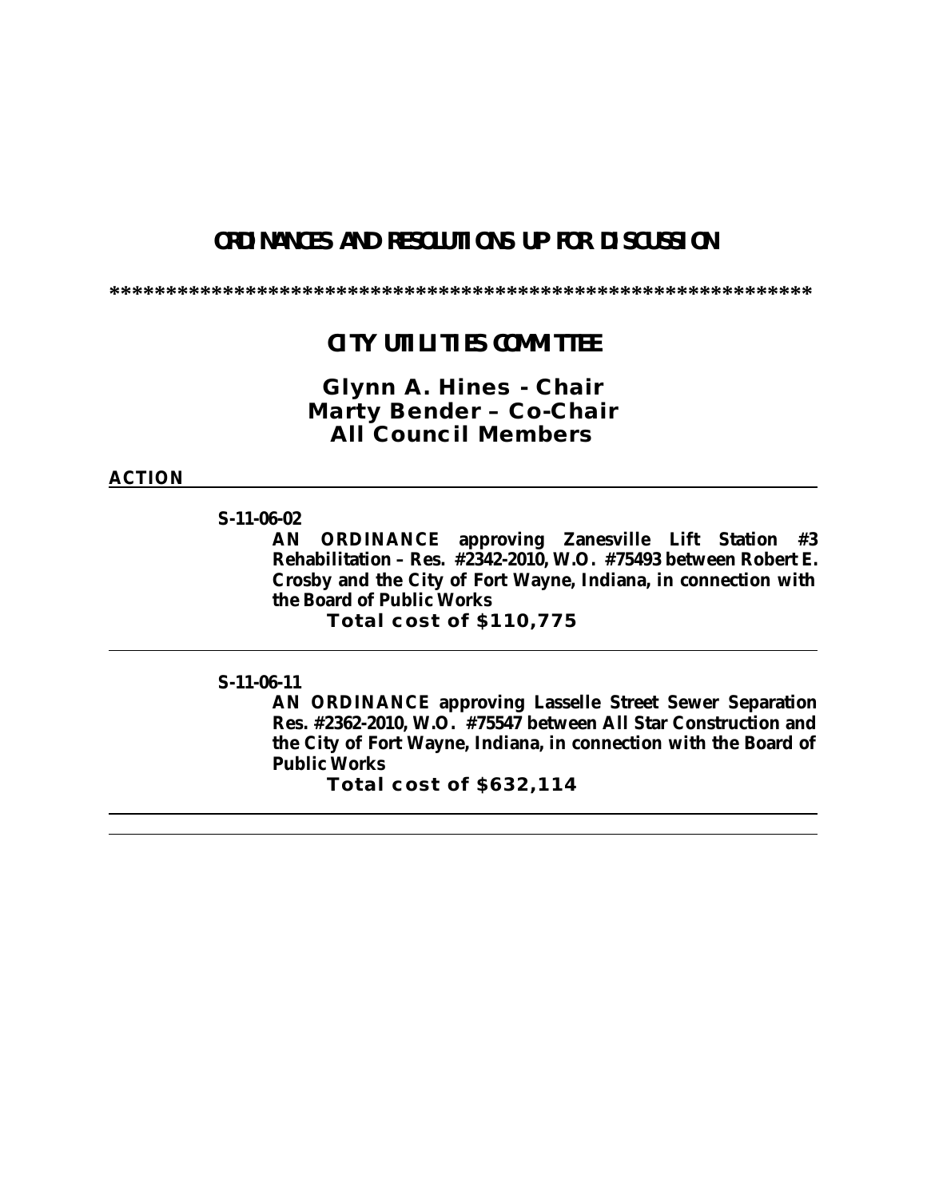# ORDINANCES AND RESOLUTIONS UP FOR DISCUSSION

******************************************************************

## CITY UTILITIES COMMITTEE

**Glynn A. Hines - Chair**
**Marty Bender – Co-Chair**
**All Council Members**

**ACTION**

---

**S-11-06-02**

**AN ORDINANCE approving Zanesville Lift Station #3 Rehabilitation – Res. #2342-2010, W.O. #75493 between Robert E. Crosby and the City of Fort Wayne, Indiana, in connection with the Board of Public Works**

**Total cost of $110,775**

---

**S-11-06-11**

**AN ORDINANCE approving Lasselle Street Sewer Separation Res. #2362-2010, W.O. #75547 between All Star Construction and the City of Fort Wayne, Indiana, in connection with the Board of Public Works**

**Total cost of $632,114**

---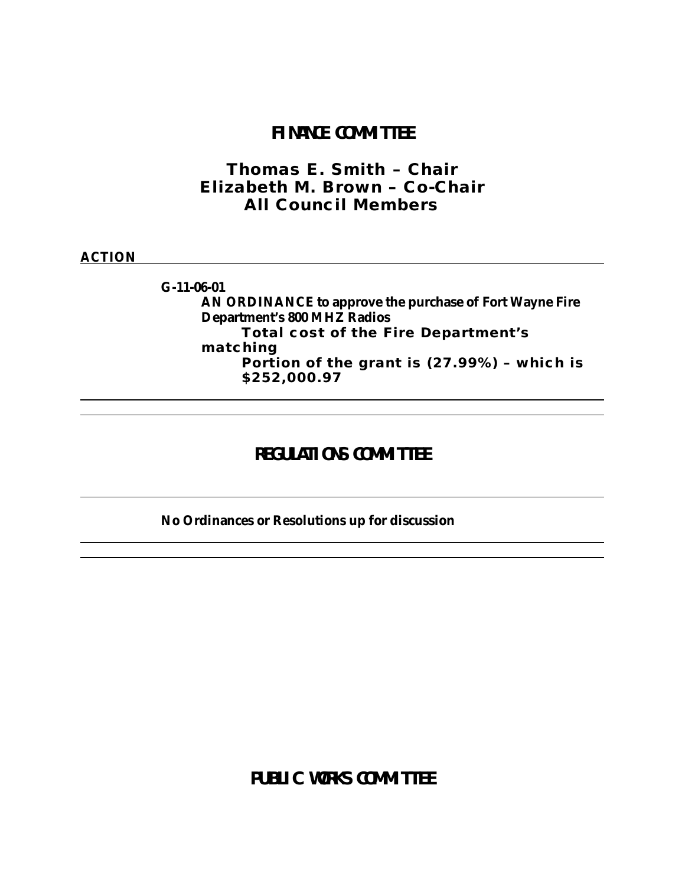# FINANCE COMMITTEE

## Thomas E. Smith – Chair
## Elizabeth M. Brown – Co-Chair
## All Council Members

**ACTION**

---

**G-11-06-01**

**AN ORDINANCE to approve the purchase of Fort Wayne Fire Department's 800 MHZ Radios**

**Total cost of the Fire Department's matching**

**Portion of the grant is (27.99%) – which is $252,000.97**

---

# REGULATIONS COMMITTEE

---

**No Ordinances or Resolutions up for discussion**

---

# PUBLIC WORKS COMMITTEE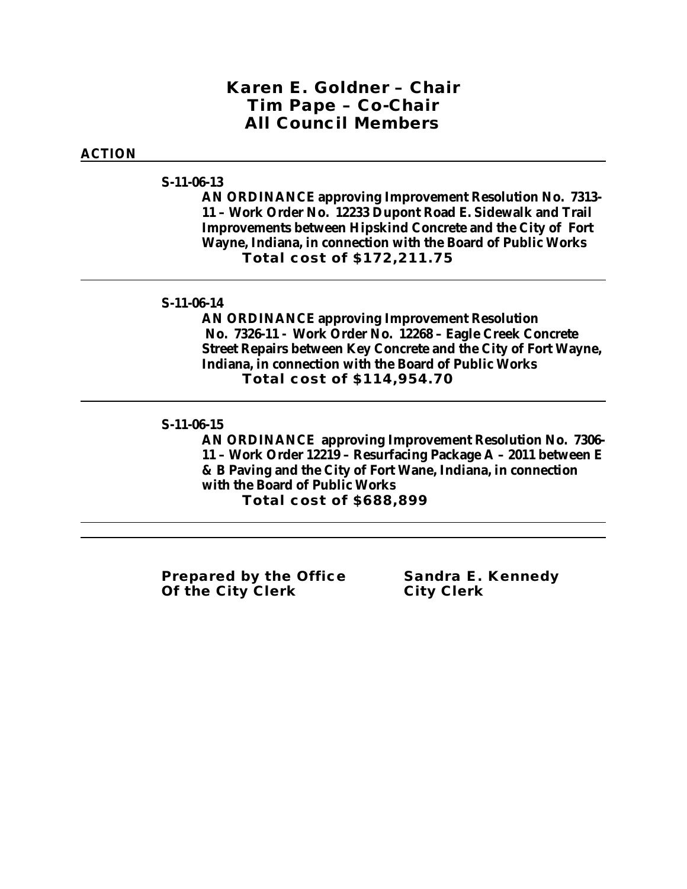**Karen E. Goldner – Chair**
**Tim Pape – Co-Chair**
**All Council Members**

**ACTION**

---

**S-11-06-13**

**AN ORDINANCE approving Improvement Resolution No. 7313-11 – Work Order No. 12233 Dupont Road E. Sidewalk and Trail Improvements between Hipskind Concrete and the City of Fort Wayne, Indiana, in connection with the Board of Public Works**

**Total cost of $172,211.75**

---

**S-11-06-14**

**AN ORDINANCE approving Improvement Resolution No. 7326-11 - Work Order No. 12268 – Eagle Creek Concrete Street Repairs between Key Concrete and the City of Fort Wayne, Indiana, in connection with the Board of Public Works**

**Total cost of $114,954.70**

---

**S-11-06-15**

**AN ORDINANCE approving Improvement Resolution No. 7306-11 – Work Order 12219 – Resurfacing Package A – 2011 between E & B Paving and the City of Fort Wane, Indiana, in connection with the Board of Public Works**

**Total cost of $688,899**

---

**Prepared by the Office Of the City Clerk**

**Sandra E. Kennedy**
**City Clerk**